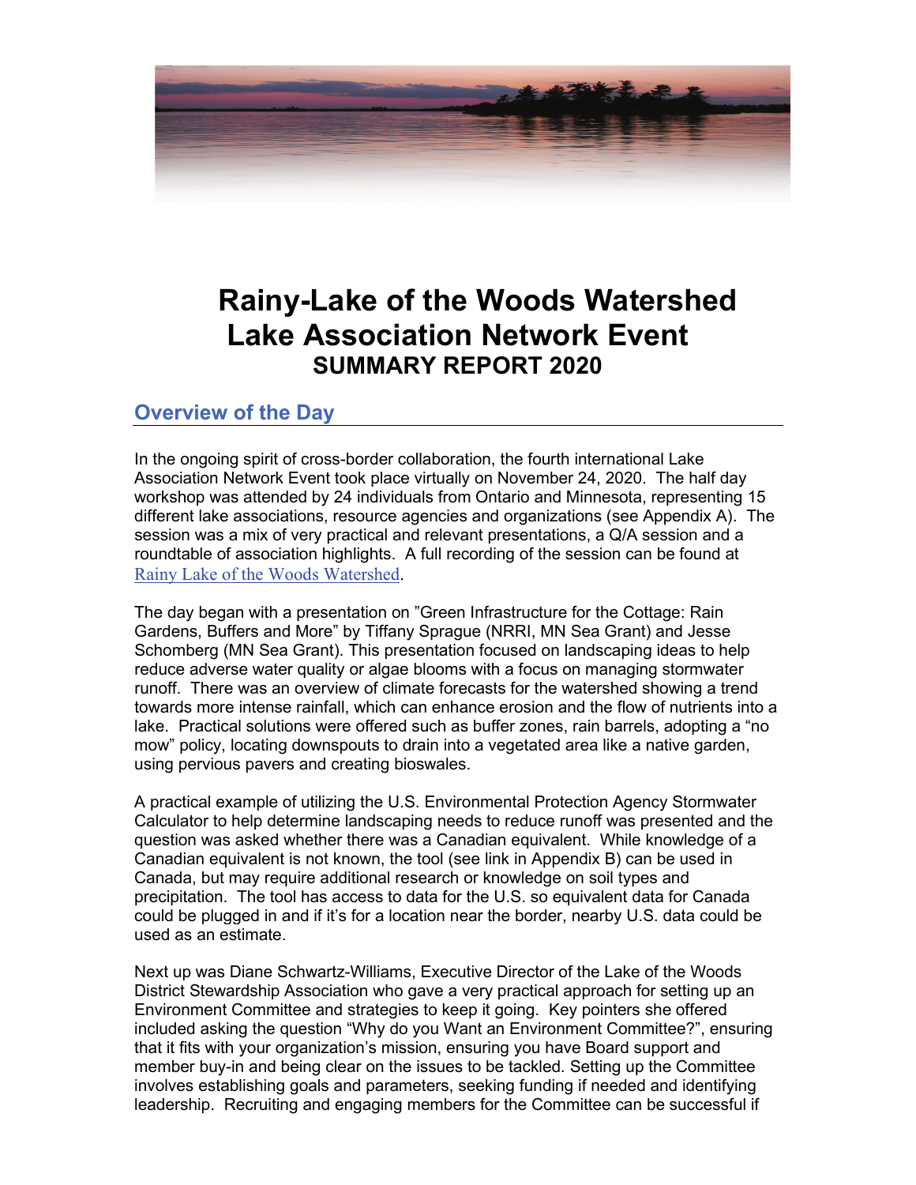# Rainy-Lake of the Woods Watershed Lake Association Network Event

### SUMMARY REPORT 2020

## Overview of the Day

In the ongoing spirit of cross-border collaboration, the fourth international Lake Association Network Event took place virtually on November 24, 2020. The half day workshop was attended by 24 individuals from Ontario and Minnesota, representing 15 different lake associations, resource agencies and organizations (see Appendix A). The session was a mix of very practical and relevant presentations, a Q/A session and a roundtable of association highlights. A full recording of the session can be found at Rainy Lake of the Woods Watershed.

The day began with a presentation on "Green Infrastructure for the Cottage: Rain Gardens, Buffers and More" by Tiffany Sprague (NRRI, MN Sea Grant) and Jesse Schomberg (MN Sea Grant). This presentation focused on landscaping ideas to help reduce adverse water quality or algae blooms with a focus on managing stormwater runoff. There was an overview of climate forecasts for the watershed showing a trend towards more intense rainfall, which can enhance erosion and the flow of nutrients into a lake. Practical solutions were offered such as buffer zones, rain barrels, adopting a "no mow" policy, locating downspouts to drain into a vegetated area like a native garden, using pervious pavers and creating bioswales.

A practical example of utilizing the U.S. Environmental Protection Agency Stormwater Calculator to help determine landscaping needs to reduce runoff was presented and the question was asked whether there was a Canadian equivalent. While knowledge of a Canadian equivalent is not known, the tool (see link in Appendix B) can be used in Canada, but may require additional research or knowledge on soil types and precipitation. The tool has access to data for the U.S. so equivalent data for Canada could be plugged in and if it's for a location near the border, nearby U.S. data could be used as an estimate.

Next up was Diane Schwartz-Williams, Executive Director of the Lake of the Woods District Stewardship Association who gave a very practical approach for setting up an Environment Committee and strategies to keep it going. Key pointers she offered included asking the question "Why do you Want an Environment Committee?", ensuring that it fits with your organization's mission, ensuring you have Board support and member buy-in and being clear on the issues to be tackled. Setting up the Committee involves establishing goals and parameters, seeking funding if needed and identifying leadership. Recruiting and engaging members for the Committee can be successful if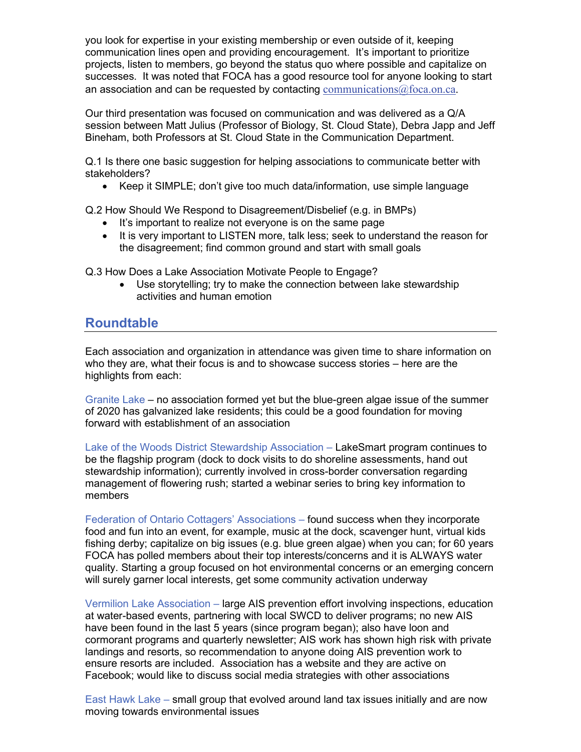you look for expertise in your existing membership or even outside of it, keeping communication lines open and providing encouragement. It's important to prioritize projects, listen to members, go beyond the status quo where possible and capitalize on successes. It was noted that FOCA has a good resource tool for anyone looking to start an association and can be requested by contacting communications@foca.on.ca.

Our third presentation was focused on communication and was delivered as a Q/A session between Matt Julius (Professor of Biology, St. Cloud State), Debra Japp and Jeff Bineham, both Professors at St. Cloud State in the Communication Department.

Q.1 Is there one basic suggestion for helping associations to communicate better with stakeholders?

- Keep it SIMPLE; don't give too much data/information, use simple language

Q.2 How Should We Respond to Disagreement/Disbelief (e.g. in BMPs)

- It's important to realize not everyone is on the same page
- It is very important to LISTEN more, talk less; seek to understand the reason for the disagreement; find common ground and start with small goals

Q.3 How Does a Lake Association Motivate People to Engage?

- Use storytelling; try to make the connection between lake stewardship activities and human emotion

## Roundtable

Each association and organization in attendance was given time to share information on who they are, what their focus is and to showcase success stories – here are the highlights from each:

Granite Lake – no association formed yet but the blue-green algae issue of the summer of 2020 has galvanized lake residents; this could be a good foundation for moving forward with establishment of an association

Lake of the Woods District Stewardship Association – LakeSmart program continues to be the flagship program (dock to dock visits to do shoreline assessments, hand out stewardship information); currently involved in cross-border conversation regarding management of flowering rush; started a webinar series to bring key information to members

Federation of Ontario Cottagers' Associations – found success when they incorporate food and fun into an event, for example, music at the dock, scavenger hunt, virtual kids fishing derby; capitalize on big issues (e.g. blue green algae) when you can; for 60 years FOCA has polled members about their top interests/concerns and it is ALWAYS water quality. Starting a group focused on hot environmental concerns or an emerging concern will surely garner local interests, get some community activation underway

Vermilion Lake Association – large AIS prevention effort involving inspections, education at water-based events, partnering with local SWCD to deliver programs; no new AIS have been found in the last 5 years (since program began); also have loon and cormorant programs and quarterly newsletter; AIS work has shown high risk with private landings and resorts, so recommendation to anyone doing AIS prevention work to ensure resorts are included. Association has a website and they are active on Facebook; would like to discuss social media strategies with other associations

East Hawk Lake – small group that evolved around land tax issues initially and are now moving towards environmental issues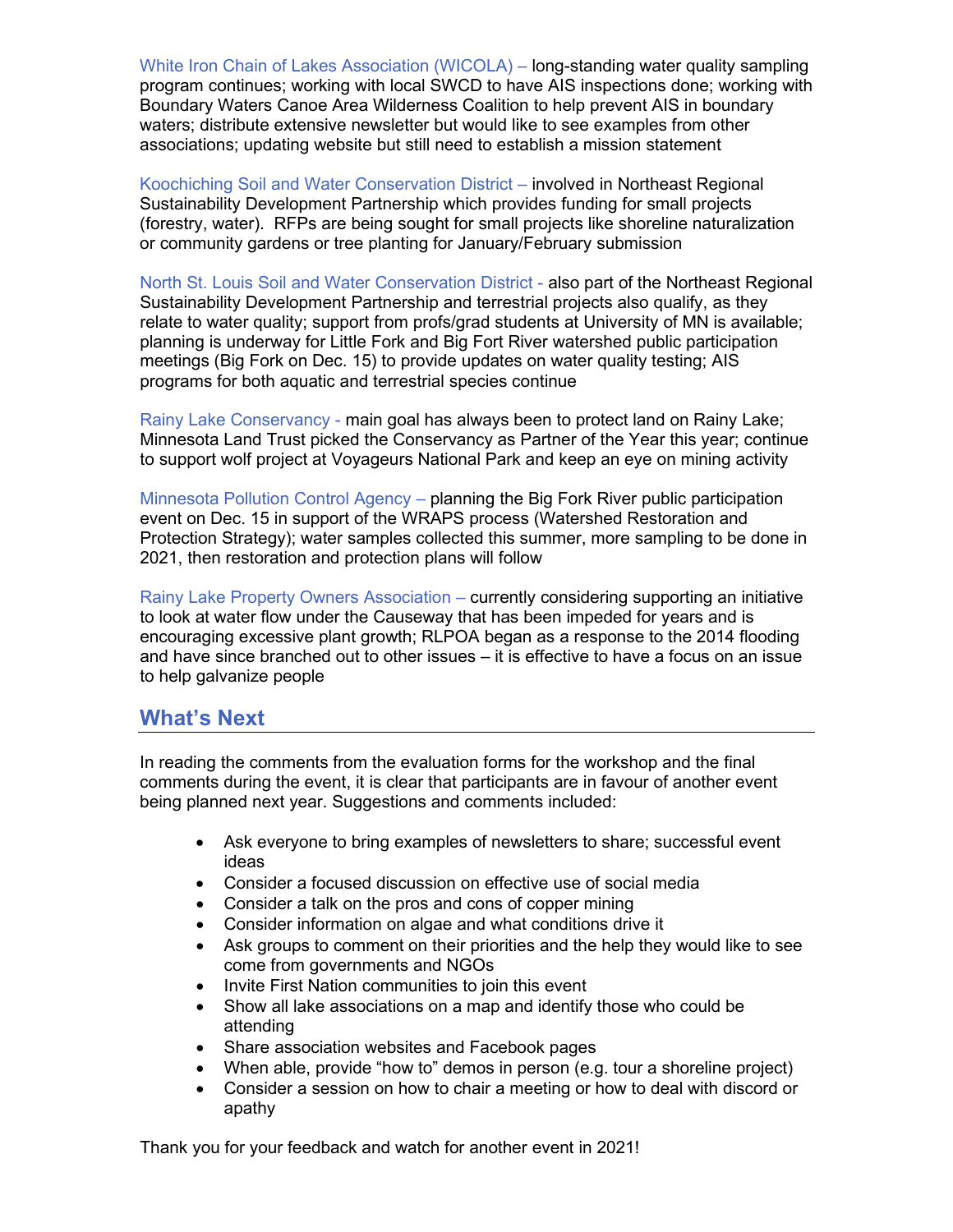White Iron Chain of Lakes Association (WICOLA) – long-standing water quality sampling program continues; working with local SWCD to have AIS inspections done; working with Boundary Waters Canoe Area Wilderness Coalition to help prevent AIS in boundary waters; distribute extensive newsletter but would like to see examples from other associations; updating website but still need to establish a mission statement

Koochiching Soil and Water Conservation District – involved in Northeast Regional Sustainability Development Partnership which provides funding for small projects (forestry, water). RFPs are being sought for small projects like shoreline naturalization or community gardens or tree planting for January/February submission

North St. Louis Soil and Water Conservation District - also part of the Northeast Regional Sustainability Development Partnership and terrestrial projects also qualify, as they relate to water quality; support from profs/grad students at University of MN is available; planning is underway for Little Fork and Big Fort River watershed public participation meetings (Big Fork on Dec. 15) to provide updates on water quality testing; AIS programs for both aquatic and terrestrial species continue

Rainy Lake Conservancy - main goal has always been to protect land on Rainy Lake; Minnesota Land Trust picked the Conservancy as Partner of the Year this year; continue to support wolf project at Voyageurs National Park and keep an eye on mining activity

Minnesota Pollution Control Agency – planning the Big Fork River public participation event on Dec. 15 in support of the WRAPS process (Watershed Restoration and Protection Strategy); water samples collected this summer, more sampling to be done in 2021, then restoration and protection plans will follow

Rainy Lake Property Owners Association – currently considering supporting an initiative to look at water flow under the Causeway that has been impeded for years and is encouraging excessive plant growth; RLPOA began as a response to the 2014 flooding and have since branched out to other issues – it is effective to have a focus on an issue to help galvanize people

## What's Next

In reading the comments from the evaluation forms for the workshop and the final comments during the event, it is clear that participants are in favour of another event being planned next year. Suggestions and comments included:

- Ask everyone to bring examples of newsletters to share; successful event ideas
- Consider a focused discussion on effective use of social media
- Consider a talk on the pros and cons of copper mining
- Consider information on algae and what conditions drive it
- Ask groups to comment on their priorities and the help they would like to see come from governments and NGOs
- Invite First Nation communities to join this event
- Show all lake associations on a map and identify those who could be attending
- Share association websites and Facebook pages
- When able, provide "how to" demos in person (e.g. tour a shoreline project)
- Consider a session on how to chair a meeting or how to deal with discord or apathy

Thank you for your feedback and watch for another event in 2021!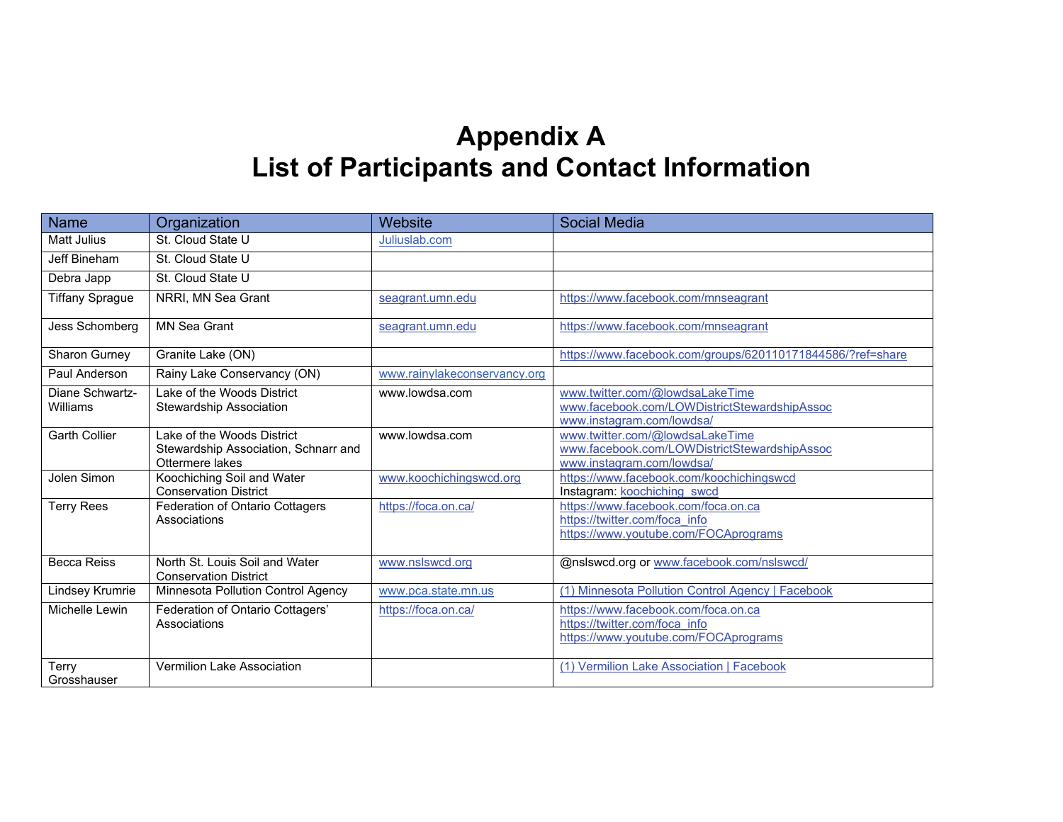# Appendix A
# List of Participants and Contact Information

| Name | Organization | Website | Social Media |
|---|---|---|---|
| Matt Julius | St. Cloud State U | Juliuslab.com | |
| Jeff Bineham | St. Cloud State U | | |
| Debra Japp | St. Cloud State U | | |
| Tiffany Sprague | NRRI, MN Sea Grant | seagrant.umn.edu | https://www.facebook.com/mnseagrant |
| Jess Schomberg | MN Sea Grant | seagrant.umn.edu | https://www.facebook.com/mnseagrant |
| Sharon Gurney | Granite Lake (ON) | | https://www.facebook.com/groups/620110171844586/?ref=share |
| Paul Anderson | Rainy Lake Conservancy (ON) | www.rainylakeconservancy.org | |
| Diane Schwartz-Williams | Lake of the Woods District Stewardship Association | www.lowdsa.com | www.twitter.com/@lowdsaLakeTime www.facebook.com/LOWDistrictStewardshipAssoc www.instagram.com/lowdsa/ |
| Garth Collier | Lake of the Woods District Stewardship Association, Schnarr and Ottermere lakes | www.lowdsa.com | www.twitter.com/@lowdsaLakeTime www.facebook.com/LOWDistrictStewardshipAssoc www.instagram.com/lowdsa/ |
| Jolen Simon | Koochiching Soil and Water Conservation District | www.koochichingswcd.org | https://www.facebook.com/koochichingswcd Instagram: koochiching_swcd |
| Terry Rees | Federation of Ontario Cottagers Associations | https://foca.on.ca/ | https://www.facebook.com/foca.on.ca https://twitter.com/foca_info https://www.youtube.com/FOCAprograms |
| Becca Reiss | North St. Louis Soil and Water Conservation District | www.nslswcd.org | @nslswcd.org or www.facebook.com/nslswcd/ |
| Lindsey Krumrie | Minnesota Pollution Control Agency | www.pca.state.mn.us | (1) Minnesota Pollution Control Agency \| Facebook |
| Michelle Lewin | Federation of Ontario Cottagers' Associations | https://foca.on.ca/ | https://www.facebook.com/foca.on.ca https://twitter.com/foca_info https://www.youtube.com/FOCAprograms |
| Terry Grosshauser | Vermilion Lake Association | | (1) Vermilion Lake Association \| Facebook |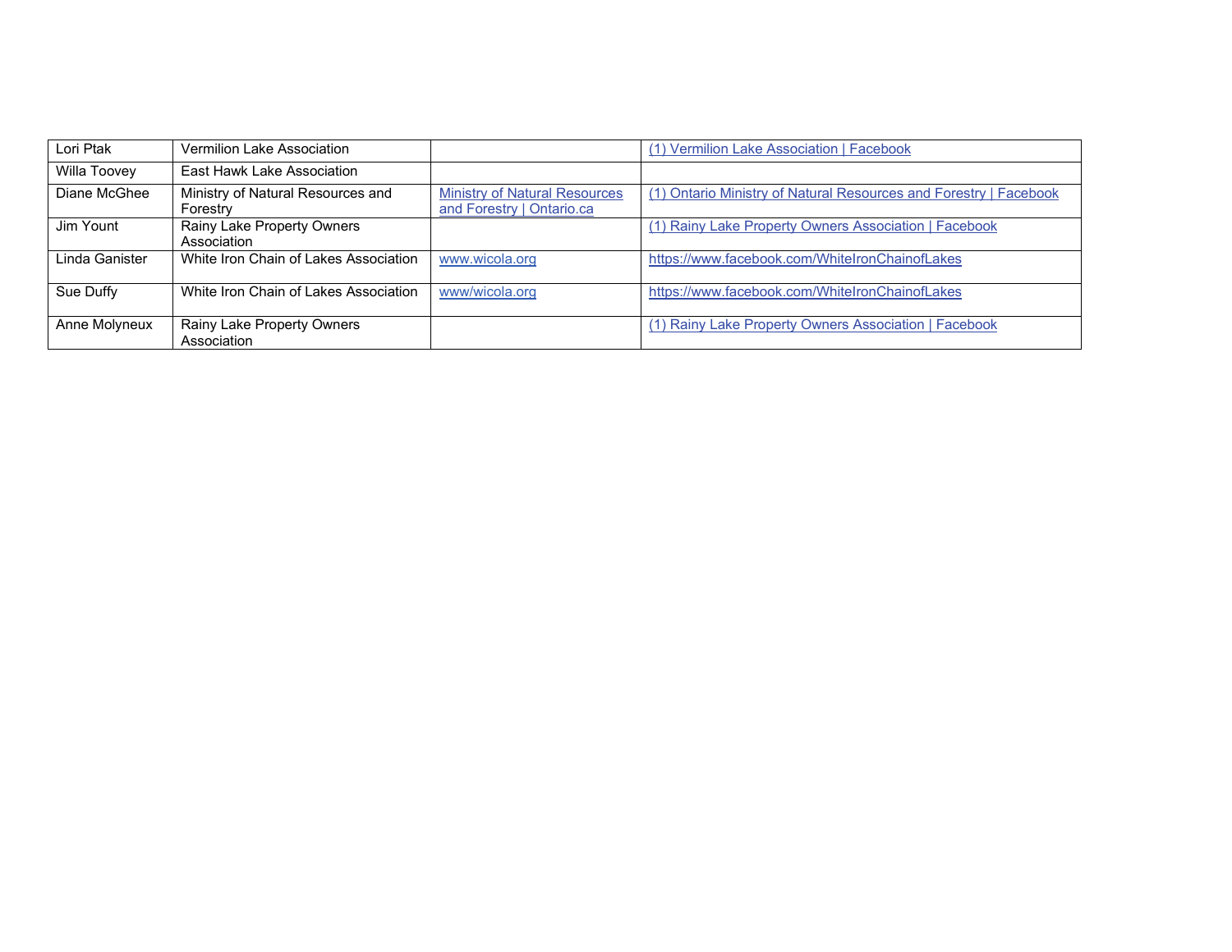| | | | |
|---|---|---|---|
| Lori Ptak | Vermilion Lake Association | | (1) Vermilion Lake Association \| Facebook |
| Willa Toovey | East Hawk Lake Association | | |
| Diane McGhee | Ministry of Natural Resources and Forestry | Ministry of Natural Resources and Forestry \| Ontario.ca | (1) Ontario Ministry of Natural Resources and Forestry \| Facebook |
| Jim Yount | Rainy Lake Property Owners Association | | (1) Rainy Lake Property Owners Association \| Facebook |
| Linda Ganister | White Iron Chain of Lakes Association | www.wicola.org | https://www.facebook.com/WhiteIronChainofLakes |
| Sue Duffy | White Iron Chain of Lakes Association | www/wicola.org | https://www.facebook.com/WhiteIronChainofLakes |
| Anne Molyneux | Rainy Lake Property Owners Association | | (1) Rainy Lake Property Owners Association \| Facebook |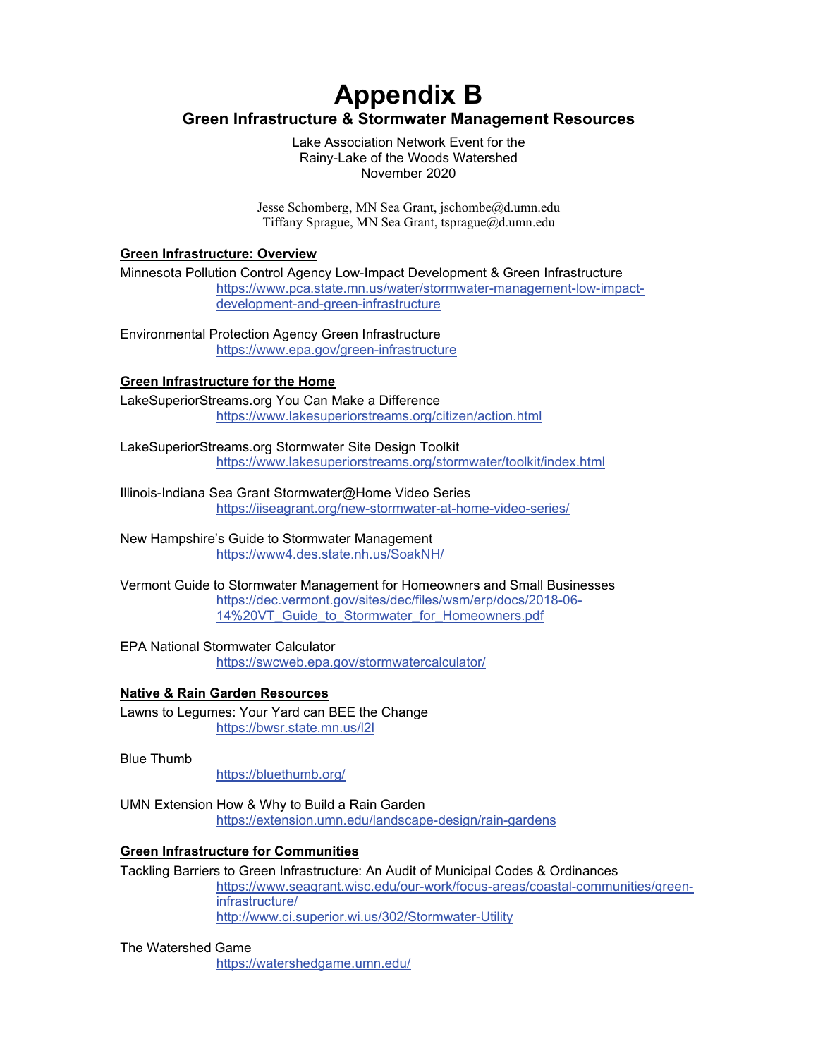# Appendix B

## Green Infrastructure & Stormwater Management Resources

Lake Association Network Event for the
Rainy-Lake of the Woods Watershed
November 2020

Jesse Schomberg, MN Sea Grant, jschombe@d.umn.edu
Tiffany Sprague, MN Sea Grant, tsprague@d.umn.edu

### Green Infrastructure: Overview

Minnesota Pollution Control Agency Low-Impact Development & Green Infrastructure
https://www.pca.state.mn.us/water/stormwater-management-low-impact-development-and-green-infrastructure

Environmental Protection Agency Green Infrastructure
https://www.epa.gov/green-infrastructure

### Green Infrastructure for the Home

LakeSuperiorStreams.org You Can Make a Difference
https://www.lakesuperiorstreams.org/citizen/action.html

LakeSuperiorStreams.org Stormwater Site Design Toolkit
https://www.lakesuperiorstreams.org/stormwater/toolkit/index.html

Illinois-Indiana Sea Grant Stormwater@Home Video Series
https://iiseagrant.org/new-stormwater-at-home-video-series/

New Hampshire's Guide to Stormwater Management
https://www4.des.state.nh.us/SoakNH/

Vermont Guide to Stormwater Management for Homeowners and Small Businesses
https://dec.vermont.gov/sites/dec/files/wsm/erp/docs/2018-06-14%20VT_Guide_to_Stormwater_for_Homeowners.pdf

EPA National Stormwater Calculator
https://swcweb.epa.gov/stormwatercalculator/

### Native & Rain Garden Resources

Lawns to Legumes: Your Yard can BEE the Change
https://bwsr.state.mn.us/l2l

Blue Thumb
https://bluethumb.org/

UMN Extension How & Why to Build a Rain Garden
https://extension.umn.edu/landscape-design/rain-gardens

### Green Infrastructure for Communities

Tackling Barriers to Green Infrastructure: An Audit of Municipal Codes & Ordinances
https://www.seagrant.wisc.edu/our-work/focus-areas/coastal-communities/green-infrastructure/
http://www.ci.superior.wi.us/302/Stormwater-Utility

The Watershed Game
https://watershedgame.umn.edu/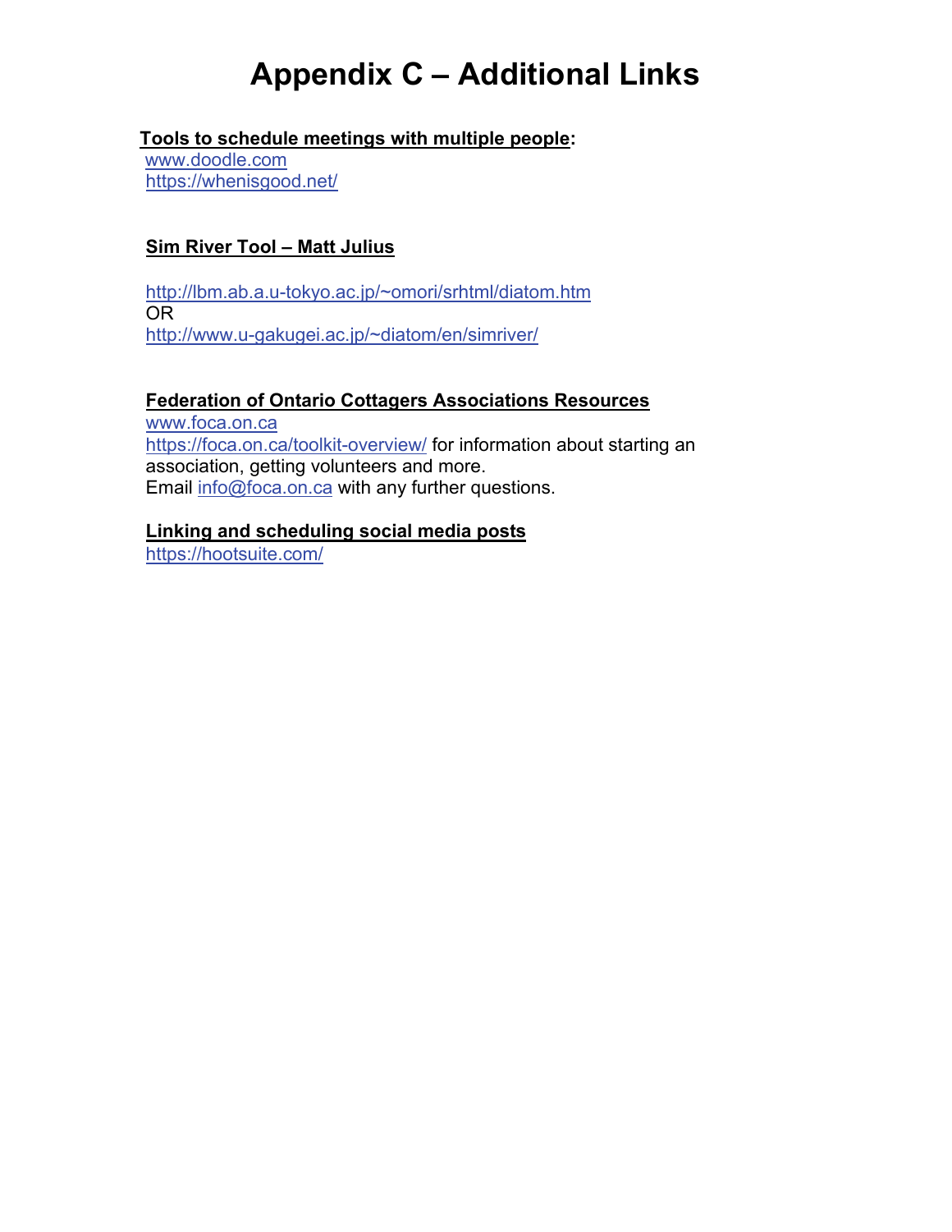# Appendix C – Additional Links

**Tools to schedule meetings with multiple people:**

www.doodle.com
https://whenisgood.net/

**Sim River Tool – Matt Julius**

http://lbm.ab.a.u-tokyo.ac.jp/~omori/srhtml/diatom.htm
OR
http://www.u-gakugei.ac.jp/~diatom/en/simriver/

**Federation of Ontario Cottagers Associations Resources**

www.foca.on.ca
https://foca.on.ca/toolkit-overview/ for information about starting an association, getting volunteers and more.
Email info@foca.on.ca with any further questions.

**Linking and scheduling social media posts**

https://hootsuite.com/